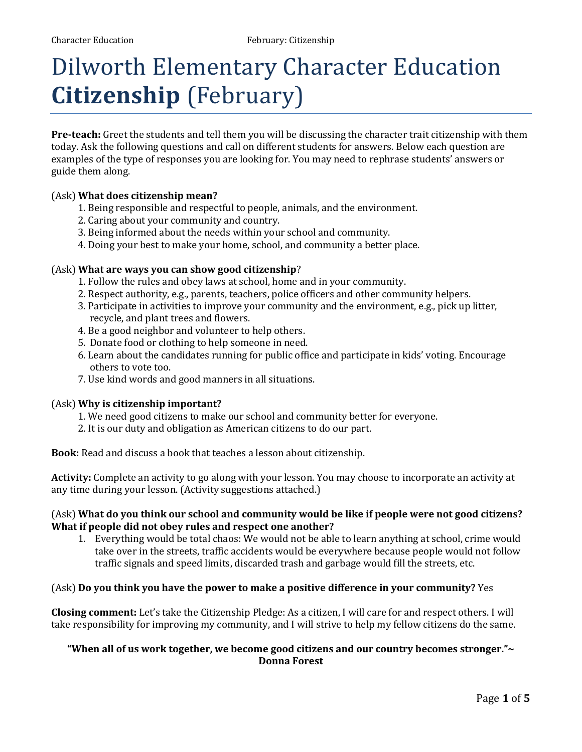# Dilworth Elementary Character Education **Citizenship** (February)

**Pre-teach:** Greet the students and tell them you will be discussing the character trait citizenship with them today. Ask the following questions and call on different students for answers. Below each question are examples of the type of responses you are looking for. You may need to rephrase students' answers or guide them along.

(Ask) **What does citizenship mean?**

1. Being responsible and respectful to people, animals, and the environment.
2. Caring about your community and country.
3. Being informed about the needs within your school and community.
4. Doing your best to make your home, school, and community a better place.

(Ask) **What are ways you can show good citizenship**?

1. Follow the rules and obey laws at school, home and in your community.
2. Respect authority, e.g., parents, teachers, police officers and other community helpers.
3. Participate in activities to improve your community and the environment, e.g., pick up litter, recycle, and plant trees and flowers.
4. Be a good neighbor and volunteer to help others.
5. Donate food or clothing to help someone in need.
6. Learn about the candidates running for public office and participate in kids' voting. Encourage others to vote too.
7. Use kind words and good manners in all situations.

(Ask) **Why is citizenship important?**

1. We need good citizens to make our school and community better for everyone.
2. It is our duty and obligation as American citizens to do our part.

**Book:** Read and discuss a book that teaches a lesson about citizenship.

**Activity:** Complete an activity to go along with your lesson. You may choose to incorporate an activity at any time during your lesson. (Activity suggestions attached.)

(Ask) **What do you think our school and community would be like if people were not good citizens? What if people did not obey rules and respect one another?**

1. Everything would be total chaos: We would not be able to learn anything at school, crime would take over in the streets, traffic accidents would be everywhere because people would not follow traffic signals and speed limits, discarded trash and garbage would fill the streets, etc.

(Ask) **Do you think you have the power to make a positive difference in your community?** Yes

**Closing comment:** Let's take the Citizenship Pledge: As a citizen, I will care for and respect others. I will take responsibility for improving my community, and I will strive to help my fellow citizens do the same.

**"When all of us work together, we become good citizens and our country becomes stronger."~ Donna Forest**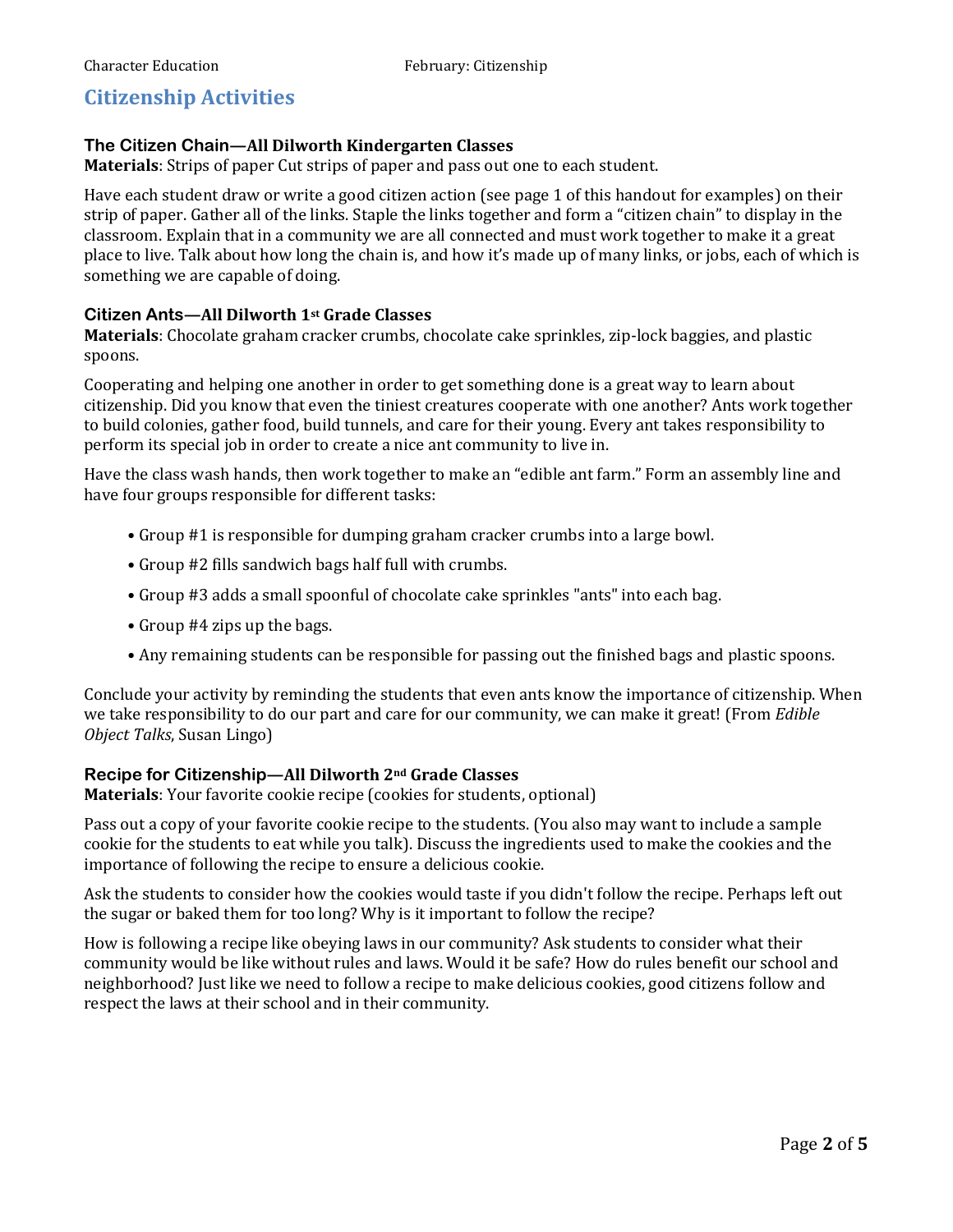## Citizenship Activities

### The Citizen Chain—All Dilworth Kindergarten Classes

**Materials**: Strips of paper Cut strips of paper and pass out one to each student.

Have each student draw or write a good citizen action (see page 1 of this handout for examples) on their strip of paper. Gather all of the links. Staple the links together and form a "citizen chain" to display in the classroom. Explain that in a community we are all connected and must work together to make it a great place to live. Talk about how long the chain is, and how it's made up of many links, or jobs, each of which is something we are capable of doing.

### Citizen Ants—All Dilworth 1st Grade Classes

**Materials**: Chocolate graham cracker crumbs, chocolate cake sprinkles, zip-lock baggies, and plastic spoons.

Cooperating and helping one another in order to get something done is a great way to learn about citizenship. Did you know that even the tiniest creatures cooperate with one another? Ants work together to build colonies, gather food, build tunnels, and care for their young. Every ant takes responsibility to perform its special job in order to create a nice ant community to live in.

Have the class wash hands, then work together to make an "edible ant farm." Form an assembly line and have four groups responsible for different tasks:

- Group #1 is responsible for dumping graham cracker crumbs into a large bowl.
- Group #2 fills sandwich bags half full with crumbs.
- Group #3 adds a small spoonful of chocolate cake sprinkles "ants" into each bag.
- Group #4 zips up the bags.
- Any remaining students can be responsible for passing out the finished bags and plastic spoons.

Conclude your activity by reminding the students that even ants know the importance of citizenship. When we take responsibility to do our part and care for our community, we can make it great! (From *Edible Object Talks*, Susan Lingo)

### Recipe for Citizenship—All Dilworth 2nd Grade Classes

**Materials**: Your favorite cookie recipe (cookies for students, optional)

Pass out a copy of your favorite cookie recipe to the students. (You also may want to include a sample cookie for the students to eat while you talk). Discuss the ingredients used to make the cookies and the importance of following the recipe to ensure a delicious cookie.

Ask the students to consider how the cookies would taste if you didn't follow the recipe. Perhaps left out the sugar or baked them for too long? Why is it important to follow the recipe?

How is following a recipe like obeying laws in our community? Ask students to consider what their community would be like without rules and laws. Would it be safe? How do rules benefit our school and neighborhood? Just like we need to follow a recipe to make delicious cookies, good citizens follow and respect the laws at their school and in their community.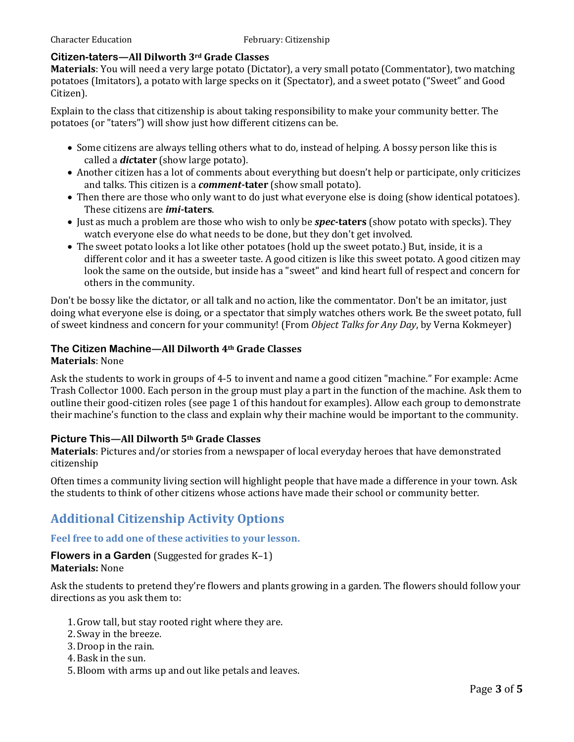### Citizen-taters—All Dilworth 3rd Grade Classes

**Materials**: You will need a very large potato (Dictator), a very small potato (Commentator), two matching potatoes (Imitators), a potato with large specks on it (Spectator), and a sweet potato ("Sweet" and Good Citizen).

Explain to the class that citizenship is about taking responsibility to make your community better. The potatoes (or "taters") will show just how different citizens can be.

- Some citizens are always telling others what to do, instead of helping. A bossy person like this is called a ***dic*tater** (show large potato).
- Another citizen has a lot of comments about everything but doesn't help or participate, only criticizes and talks. This citizen is a ***comment*-tater** (show small potato).
- Then there are those who only want to do just what everyone else is doing (show identical potatoes). These citizens are ***imi*-taters**.
- Just as much a problem are those who wish to only be ***spec*-taters** (show potato with specks). They watch everyone else do what needs to be done, but they don't get involved.
- The sweet potato looks a lot like other potatoes (hold up the sweet potato.) But, inside, it is a different color and it has a sweeter taste. A good citizen is like this sweet potato. A good citizen may look the same on the outside, but inside has a "sweet" and kind heart full of respect and concern for others in the community.

Don't be bossy like the dictator, or all talk and no action, like the commentator. Don't be an imitator, just doing what everyone else is doing, or a spectator that simply watches others work. Be the sweet potato, full of sweet kindness and concern for your community! (From *Object Talks for Any Day*, by Verna Kokmeyer)

### The Citizen Machine—All Dilworth 4th Grade Classes

**Materials**: None

Ask the students to work in groups of 4-5 to invent and name a good citizen "machine." For example: Acme Trash Collector 1000. Each person in the group must play a part in the function of the machine. Ask them to outline their good-citizen roles (see page 1 of this handout for examples). Allow each group to demonstrate their machine's function to the class and explain why their machine would be important to the community.

### Picture This—All Dilworth 5th Grade Classes

**Materials**: Pictures and/or stories from a newspaper of local everyday heroes that have demonstrated citizenship

Often times a community living section will highlight people that have made a difference in your town. Ask the students to think of other citizens whose actions have made their school or community better.

## Additional Citizenship Activity Options

**Feel free to add one of these activities to your lesson.**

### Flowers in a Garden (Suggested for grades K–1)

**Materials:** None

Ask the students to pretend they're flowers and plants growing in a garden. The flowers should follow your directions as you ask them to:

1. Grow tall, but stay rooted right where they are.
2. Sway in the breeze.
3. Droop in the rain.
4. Bask in the sun.
5. Bloom with arms up and out like petals and leaves.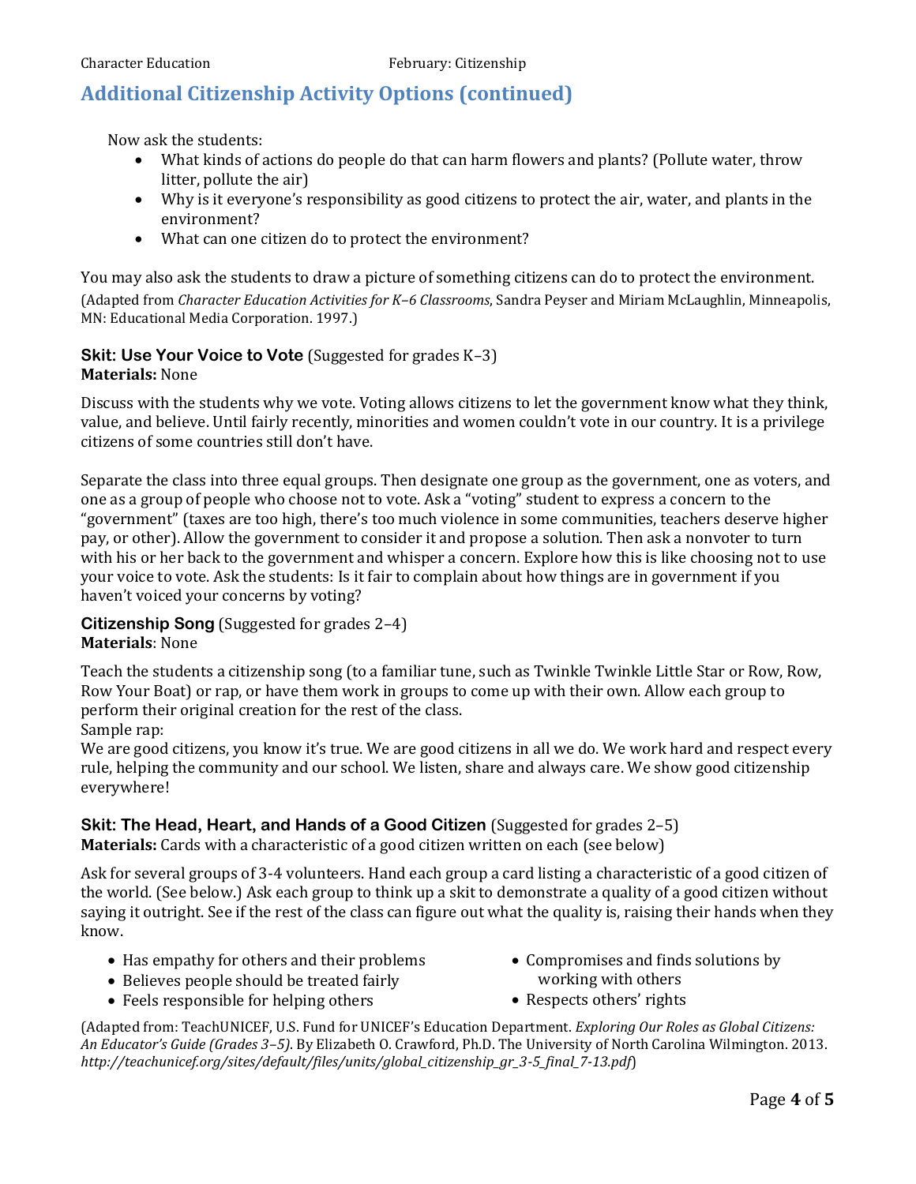## Additional Citizenship Activity Options (continued)

Now ask the students:

- What kinds of actions do people do that can harm flowers and plants? (Pollute water, throw litter, pollute the air)
- Why is it everyone's responsibility as good citizens to protect the air, water, and plants in the environment?
- What can one citizen do to protect the environment?

You may also ask the students to draw a picture of something citizens can do to protect the environment.

(Adapted from *Character Education Activities for K–6 Classrooms*, Sandra Peyser and Miriam McLaughlin, Minneapolis, MN: Educational Media Corporation. 1997.)

### Skit: Use Your Voice to Vote (Suggested for grades K–3)

**Materials:** None

Discuss with the students why we vote. Voting allows citizens to let the government know what they think, value, and believe. Until fairly recently, minorities and women couldn't vote in our country. It is a privilege citizens of some countries still don't have.

Separate the class into three equal groups. Then designate one group as the government, one as voters, and one as a group of people who choose not to vote. Ask a "voting" student to express a concern to the "government" (taxes are too high, there's too much violence in some communities, teachers deserve higher pay, or other). Allow the government to consider it and propose a solution. Then ask a nonvoter to turn with his or her back to the government and whisper a concern. Explore how this is like choosing not to use your voice to vote. Ask the students: Is it fair to complain about how things are in government if you haven't voiced your concerns by voting?

### Citizenship Song (Suggested for grades 2–4)

**Materials**: None

Teach the students a citizenship song (to a familiar tune, such as Twinkle Twinkle Little Star or Row, Row, Row Your Boat) or rap, or have them work in groups to come up with their own. Allow each group to perform their original creation for the rest of the class.

Sample rap:

We are good citizens, you know it's true. We are good citizens in all we do. We work hard and respect every rule, helping the community and our school. We listen, share and always care. We show good citizenship everywhere!

### Skit: The Head, Heart, and Hands of a Good Citizen (Suggested for grades 2–5)

**Materials:** Cards with a characteristic of a good citizen written on each (see below)

Ask for several groups of 3-4 volunteers. Hand each group a card listing a characteristic of a good citizen of the world. (See below.) Ask each group to think up a skit to demonstrate a quality of a good citizen without saying it outright. See if the rest of the class can figure out what the quality is, raising their hands when they know.

- Has empathy for others and their problems
- Believes people should be treated fairly
- Feels responsible for helping others
- Compromises and finds solutions by working with others
- Respects others' rights

(Adapted from: TeachUNICEF, U.S. Fund for UNICEF's Education Department. *Exploring Our Roles as Global Citizens: An Educator's Guide (Grades 3–5)*. By Elizabeth O. Crawford, Ph.D. The University of North Carolina Wilmington. 2013. *http://teachunicef.org/sites/default/files/units/global_citizenship_gr_3-5_final_7-13.pdf*)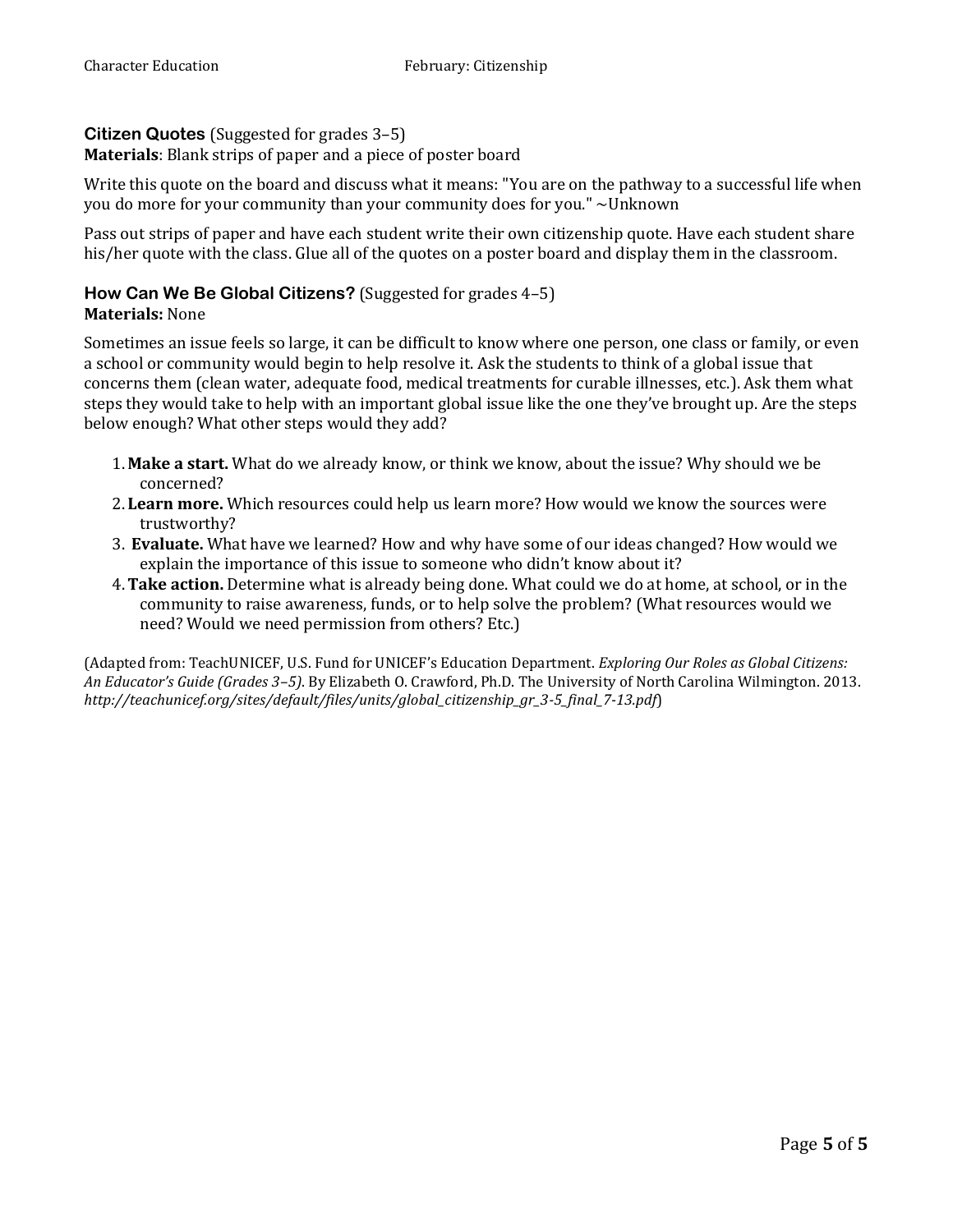### Citizen Quotes (Suggested for grades 3–5)

**Materials**: Blank strips of paper and a piece of poster board

Write this quote on the board and discuss what it means: "You are on the pathway to a successful life when you do more for your community than your community does for you." ~Unknown

Pass out strips of paper and have each student write their own citizenship quote. Have each student share his/her quote with the class. Glue all of the quotes on a poster board and display them in the classroom.

### How Can We Be Global Citizens? (Suggested for grades 4–5)

**Materials:** None

Sometimes an issue feels so large, it can be difficult to know where one person, one class or family, or even a school or community would begin to help resolve it. Ask the students to think of a global issue that concerns them (clean water, adequate food, medical treatments for curable illnesses, etc.). Ask them what steps they would take to help with an important global issue like the one they've brought up. Are the steps below enough? What other steps would they add?

1. **Make a start.** What do we already know, or think we know, about the issue? Why should we be concerned?
2. **Learn more.** Which resources could help us learn more? How would we know the sources were trustworthy?
3. **Evaluate.** What have we learned? How and why have some of our ideas changed? How would we explain the importance of this issue to someone who didn't know about it?
4. **Take action.** Determine what is already being done. What could we do at home, at school, or in the community to raise awareness, funds, or to help solve the problem? (What resources would we need? Would we need permission from others? Etc.)

(Adapted from: TeachUNICEF, U.S. Fund for UNICEF's Education Department. *Exploring Our Roles as Global Citizens: An Educator's Guide (Grades 3–5)*. By Elizabeth O. Crawford, Ph.D. The University of North Carolina Wilmington. 2013. *http://teachunicef.org/sites/default/files/units/global_citizenship_gr_3-5_final_7-13.pdf*)